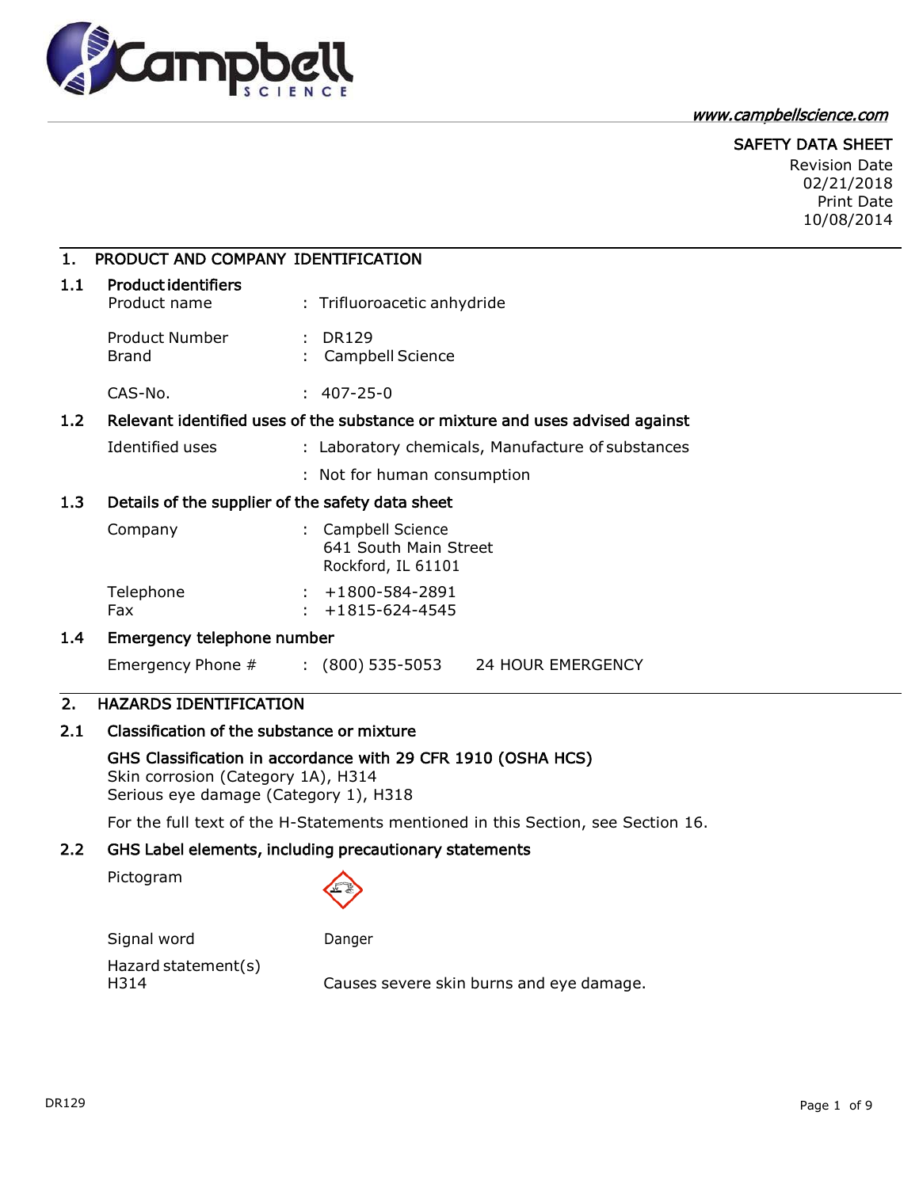www.campbellscience.com

SAFETY DATA SHEET

Revision Date 02/21/2018

Print Date 10/08/2014

## 1. PRODUCT AND COMPANY IDENTIFICATION

### 1.1 Product identifiers

| | | |
|---|---|---|
| Product name | : | Trifluoroacetic anhydride |
| Product Number | : | DR129 |
| Brand | : | Campbell Science |
| CAS-No. | : | 407-25-0 |

### 1.2 Relevant identified uses of the substance or mixture and uses advised against

| | | |
|---|---|---|
| Identified uses | : | Laboratory chemicals, Manufacture of substances |
| | : | Not for human consumption |

### 1.3 Details of the supplier of the safety data sheet

| | | |
|---|---|---|
| Company | : | Campbell Science<br>641 South Main Street<br>Rockford, IL 61101 |
| Telephone | : | +1800-584-2891 |
| Fax | : | +1815-624-4545 |

### 1.4 Emergency telephone number

| | | |
|---|---|---|
| Emergency Phone # | : | (800) 535-5053 24 HOUR EMERGENCY |

## 2. HAZARDS IDENTIFICATION

### 2.1 Classification of the substance or mixture

**GHS Classification in accordance with 29 CFR 1910 (OSHA HCS)**

Skin corrosion (Category 1A), H314

Serious eye damage (Category 1), H318

For the full text of the H-Statements mentioned in this Section, see Section 16.

### 2.2 GHS Label elements, including precautionary statements

Pictogram

Signal word: Danger

Hazard statement(s)

H314 Causes severe skin burns and eye damage.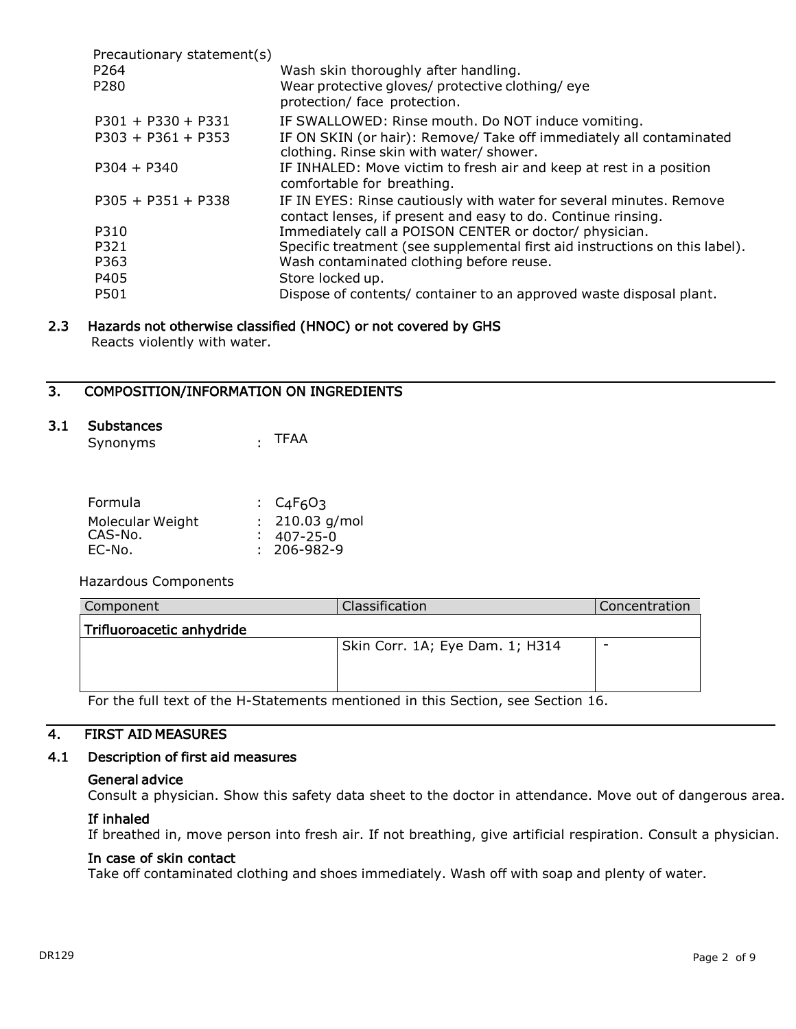Precautionary statement(s)

| | |
|---|---|
| P264 | Wash skin thoroughly after handling. |
| P280 | Wear protective gloves/ protective clothing/ eye protection/ face protection. |
| P301 + P330 + P331 | IF SWALLOWED: Rinse mouth. Do NOT induce vomiting. |
| P303 + P361 + P353 | IF ON SKIN (or hair): Remove/ Take off immediately all contaminated clothing. Rinse skin with water/ shower. |
| P304 + P340 | IF INHALED: Move victim to fresh air and keep at rest in a position comfortable for breathing. |
| P305 + P351 + P338 | IF IN EYES: Rinse cautiously with water for several minutes. Remove contact lenses, if present and easy to do. Continue rinsing. |
| P310 | Immediately call a POISON CENTER or doctor/ physician. |
| P321 | Specific treatment (see supplemental first aid instructions on this label). |
| P363 | Wash contaminated clothing before reuse. |
| P405 | Store locked up. |
| P501 | Dispose of contents/ container to an approved waste disposal plant. |

### 2.3 Hazards not otherwise classified (HNOC) or not covered by GHS

Reacts violently with water.

## 3. COMPOSITION/INFORMATION ON INGREDIENTS

### 3.1 Substances

Synonyms : TFAA

Formula : $C_4F_6O_3$

Molecular Weight : 210.03 g/mol

CAS-No. : 407-25-0

EC-No. : 206-982-9

Hazardous Components

| Component | Classification | Concentration |
|---|---|---|
| **Trifluoroacetic anhydride** | | |
| | Skin Corr. 1A; Eye Dam. 1; H314 | - |

For the full text of the H-Statements mentioned in this Section, see Section 16.

## 4. FIRST AID MEASURES

### 4.1 Description of first aid measures

**General advice**

Consult a physician. Show this safety data sheet to the doctor in attendance. Move out of dangerous area.

**If inhaled**

If breathed in, move person into fresh air. If not breathing, give artificial respiration. Consult a physician.

**In case of skin contact**

Take off contaminated clothing and shoes immediately. Wash off with soap and plenty of water.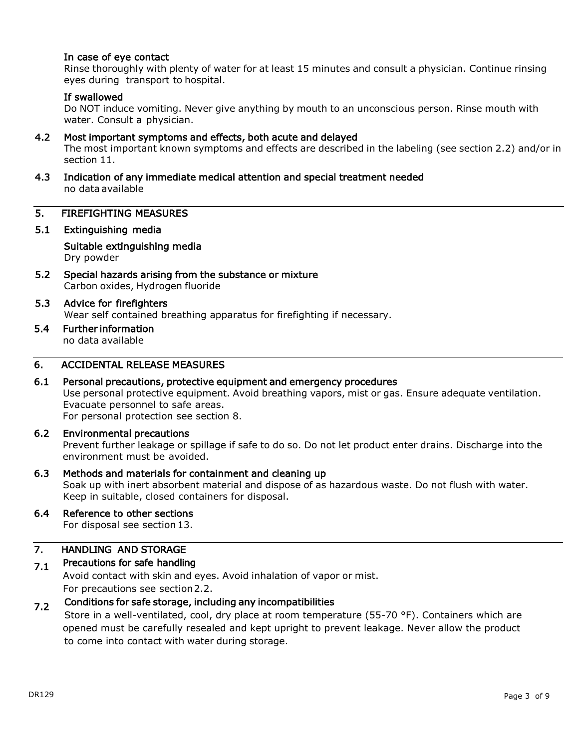#### In case of eye contact

Rinse thoroughly with plenty of water for at least 15 minutes and consult a physician. Continue rinsing eyes during transport to hospital.

#### If swallowed

Do NOT induce vomiting. Never give anything by mouth to an unconscious person. Rinse mouth with water. Consult a physician.

### 4.2 Most important symptoms and effects, both acute and delayed

The most important known symptoms and effects are described in the labeling (see section 2.2) and/or in section 11.

### 4.3 Indication of any immediate medical attention and special treatment needed

no data available

## 5. FIREFIGHTING MEASURES

### 5.1 Extinguishing media

#### Suitable extinguishing media

Dry powder

### 5.2 Special hazards arising from the substance or mixture

Carbon oxides, Hydrogen fluoride

### 5.3 Advice for firefighters

Wear self contained breathing apparatus for firefighting if necessary.

### 5.4 Further information

no data available

## 6. ACCIDENTAL RELEASE MEASURES

### 6.1 Personal precautions, protective equipment and emergency procedures

Use personal protective equipment. Avoid breathing vapors, mist or gas. Ensure adequate ventilation. Evacuate personnel to safe areas.
For personal protection see section 8.

### 6.2 Environmental precautions

Prevent further leakage or spillage if safe to do so. Do not let product enter drains. Discharge into the environment must be avoided.

### 6.3 Methods and materials for containment and cleaning up

Soak up with inert absorbent material and dispose of as hazardous waste. Do not flush with water. Keep in suitable, closed containers for disposal.

### 6.4 Reference to other sections

For disposal see section 13.

## 7. HANDLING AND STORAGE

### 7.1 Precautions for safe handling

Avoid contact with skin and eyes. Avoid inhalation of vapor or mist.
For precautions see section 2.2.

### 7.2 Conditions for safe storage, including any incompatibilities

Store in a well-ventilated, cool, dry place at room temperature (55-70 °F). Containers which are opened must be carefully resealed and kept upright to prevent leakage. Never allow the product to come into contact with water during storage.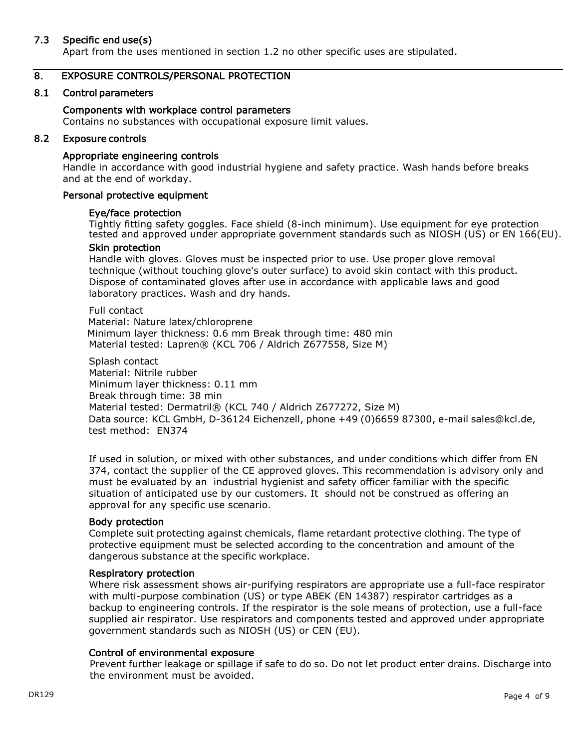## 7.3 Specific end use(s)

Apart from the uses mentioned in section 1.2 no other specific uses are stipulated.

## 8. EXPOSURE CONTROLS/PERSONAL PROTECTION

### 8.1 Control parameters

**Components with workplace control parameters**

Contains no substances with occupational exposure limit values.

### 8.2 Exposure controls

**Appropriate engineering controls**

Handle in accordance with good industrial hygiene and safety practice. Wash hands before breaks and at the end of workday.

**Personal protective equipment**

**Eye/face protection**

Tightly fitting safety goggles. Face shield (8-inch minimum). Use equipment for eye protection tested and approved under appropriate government standards such as NIOSH (US) or EN 166(EU).

**Skin protection**

Handle with gloves. Gloves must be inspected prior to use. Use proper glove removal technique (without touching glove's outer surface) to avoid skin contact with this product. Dispose of contaminated gloves after use in accordance with applicable laws and good laboratory practices. Wash and dry hands.

Full contact
Material: Nature latex/chloroprene
Minimum layer thickness: 0.6 mm Break through time: 480 min
Material tested: Lapren® (KCL 706 / Aldrich Z677558, Size M)

Splash contact
Material: Nitrile rubber
Minimum layer thickness: 0.11 mm
Break through time: 38 min
Material tested: Dermatril® (KCL 740 / Aldrich Z677272, Size M)
Data source: KCL GmbH, D-36124 Eichenzell, phone +49 (0)6659 87300, e-mail sales@kcl.de, test method: EN374

If used in solution, or mixed with other substances, and under conditions which differ from EN 374, contact the supplier of the CE approved gloves. This recommendation is advisory only and must be evaluated by an industrial hygienist and safety officer familiar with the specific situation of anticipated use by our customers. It should not be construed as offering an approval for any specific use scenario.

**Body protection**

Complete suit protecting against chemicals, flame retardant protective clothing. The type of protective equipment must be selected according to the concentration and amount of the dangerous substance at the specific workplace.

**Respiratory protection**

Where risk assessment shows air-purifying respirators are appropriate use a full-face respirator with multi-purpose combination (US) or type ABEK (EN 14387) respirator cartridges as a backup to engineering controls. If the respirator is the sole means of protection, use a full-face supplied air respirator. Use respirators and components tested and approved under appropriate government standards such as NIOSH (US) or CEN (EU).

**Control of environmental exposure**

Prevent further leakage or spillage if safe to do so. Do not let product enter drains. Discharge into the environment must be avoided.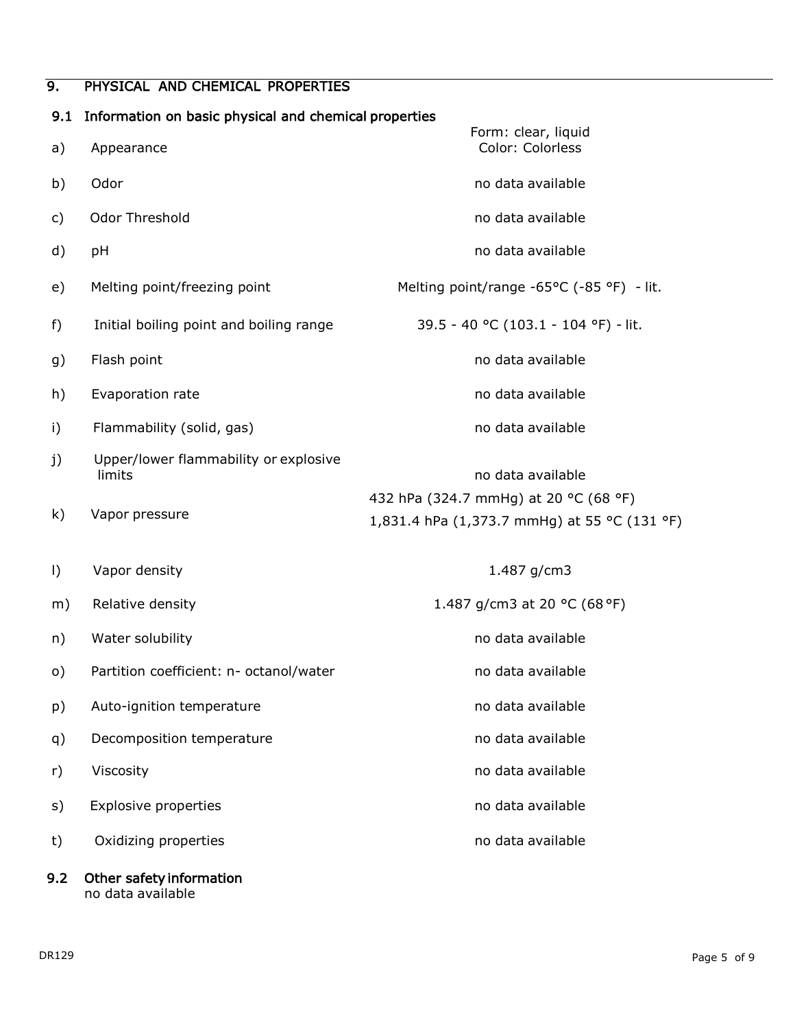## 9. PHYSICAL AND CHEMICAL PROPERTIES

### 9.1 Information on basic physical and chemical properties

| | | |
|---|---|---|
| a) | Appearance | Form: clear, liquid<br>Color: Colorless |
| b) | Odor | no data available |
| c) | Odor Threshold | no data available |
| d) | pH | no data available |
| e) | Melting point/freezing point | Melting point/range -65°C (-85 °F) - lit. |
| f) | Initial boiling point and boiling range | 39.5 - 40 °C (103.1 - 104 °F) - lit. |
| g) | Flash point | no data available |
| h) | Evaporation rate | no data available |
| i) | Flammability (solid, gas) | no data available |
| j) | Upper/lower flammability or explosive limits | no data available |
| k) | Vapor pressure | 432 hPa (324.7 mmHg) at 20 °C (68 °F)<br>1,831.4 hPa (1,373.7 mmHg) at 55 °C (131 °F) |
| l) | Vapor density | 1.487 g/cm3 |
| m) | Relative density | 1.487 g/cm3 at 20 °C (68 °F) |
| n) | Water solubility | no data available |
| o) | Partition coefficient: n- octanol/water | no data available |
| p) | Auto-ignition temperature | no data available |
| q) | Decomposition temperature | no data available |
| r) | Viscosity | no data available |
| s) | Explosive properties | no data available |
| t) | Oxidizing properties | no data available |

### 9.2 Other safety information

no data available

DR129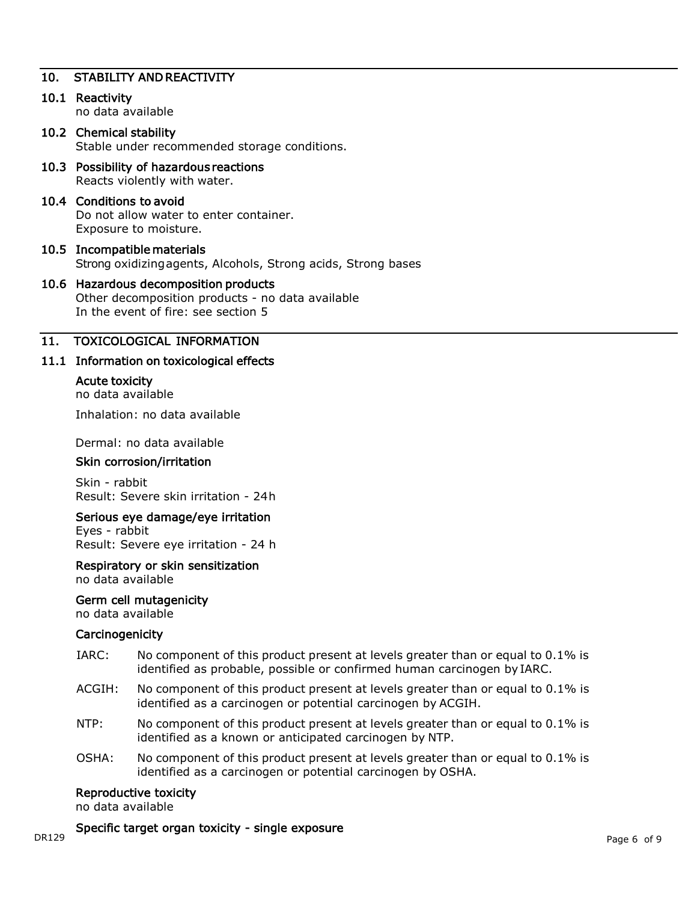## 10. STABILITY AND REACTIVITY

### 10.1 Reactivity

no data available

### 10.2 Chemical stability

Stable under recommended storage conditions.

### 10.3 Possibility of hazardous reactions

Reacts violently with water.

### 10.4 Conditions to avoid

Do not allow water to enter container.
Exposure to moisture.

### 10.5 Incompatible materials

Strong oxidizing agents, Alcohols, Strong acids, Strong bases

### 10.6 Hazardous decomposition products

Other decomposition products - no data available
In the event of fire: see section 5

## 11. TOXICOLOGICAL INFORMATION

### 11.1 Information on toxicological effects

**Acute toxicity**

no data available

Inhalation: no data available

Dermal: no data available

**Skin corrosion/irritation**

Skin - rabbit
Result: Severe skin irritation - 24h

**Serious eye damage/eye irritation**

Eyes - rabbit
Result: Severe eye irritation - 24 h

**Respiratory or skin sensitization**

no data available

**Germ cell mutagenicity**

no data available

**Carcinogenicity**

IARC: No component of this product present at levels greater than or equal to 0.1% is identified as probable, possible or confirmed human carcinogen by IARC.

ACGIH: No component of this product present at levels greater than or equal to 0.1% is identified as a carcinogen or potential carcinogen by ACGIH.

NTP: No component of this product present at levels greater than or equal to 0.1% is identified as a known or anticipated carcinogen by NTP.

OSHA: No component of this product present at levels greater than or equal to 0.1% is identified as a carcinogen or potential carcinogen by OSHA.

**Reproductive toxicity**

no data available

**Specific target organ toxicity - single exposure**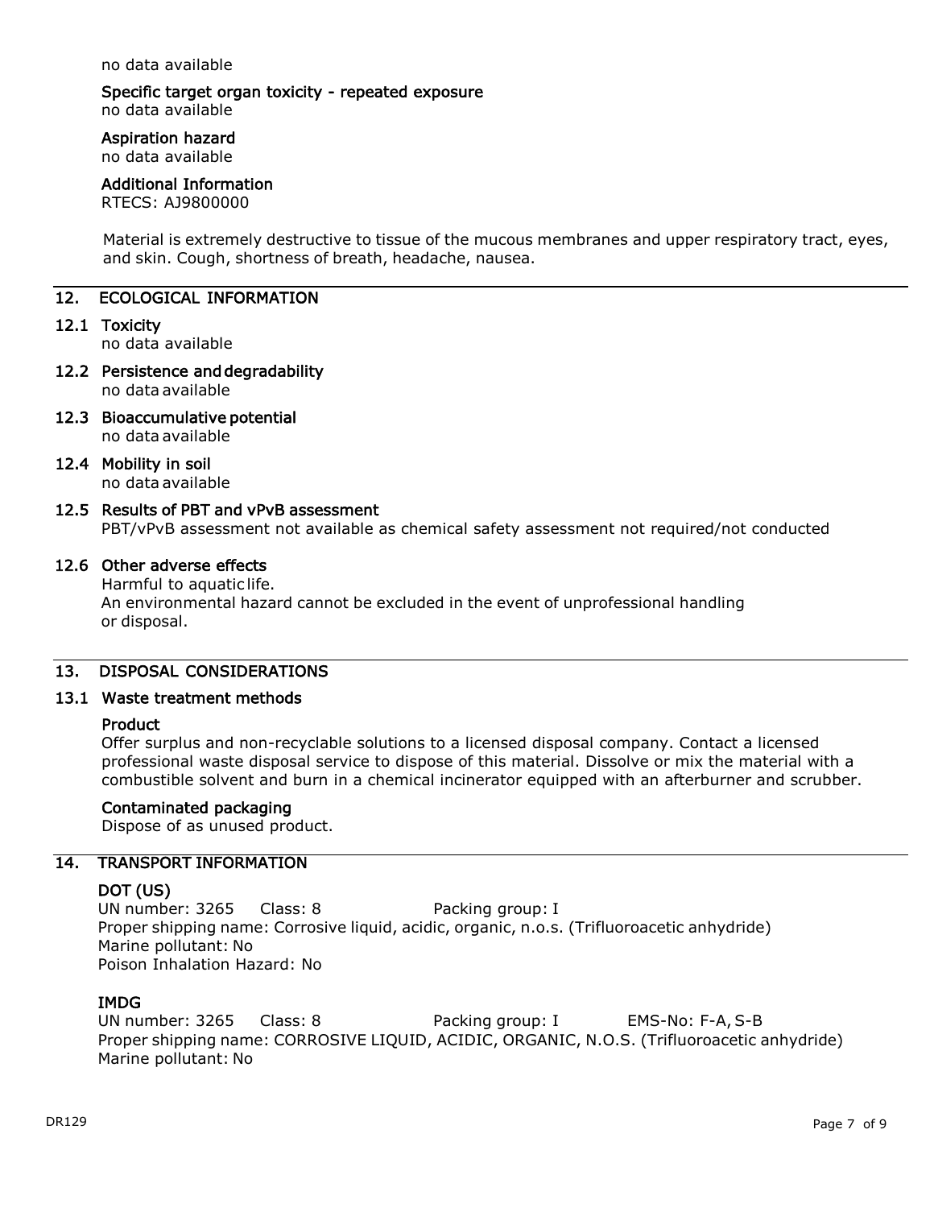no data available

**Specific target organ toxicity - repeated exposure**
no data available

**Aspiration hazard**
no data available

**Additional Information**
RTECS: AJ9800000

Material is extremely destructive to tissue of the mucous membranes and upper respiratory tract, eyes, and skin. Cough, shortness of breath, headache, nausea.

## 12. ECOLOGICAL INFORMATION

### 12.1 Toxicity
no data available

### 12.2 Persistence and degradability
no data available

### 12.3 Bioaccumulative potential
no data available

### 12.4 Mobility in soil
no data available

### 12.5 Results of PBT and vPvB assessment
PBT/vPvB assessment not available as chemical safety assessment not required/not conducted

### 12.6 Other adverse effects
Harmful to aquatic life.
An environmental hazard cannot be excluded in the event of unprofessional handling or disposal.

## 13. DISPOSAL CONSIDERATIONS

### 13.1 Waste treatment methods

**Product**
Offer surplus and non-recyclable solutions to a licensed disposal company. Contact a licensed professional waste disposal service to dispose of this material. Dissolve or mix the material with a combustible solvent and burn in a chemical incinerator equipped with an afterburner and scrubber.

**Contaminated packaging**
Dispose of as unused product.

## 14. TRANSPORT INFORMATION

**DOT (US)**
UN number: 3265 Class: 8 Packing group: I
Proper shipping name: Corrosive liquid, acidic, organic, n.o.s. (Trifluoroacetic anhydride)
Marine pollutant: No
Poison Inhalation Hazard: No

**IMDG**
UN number: 3265 Class: 8 Packing group: I EMS-No: F-A, S-B
Proper shipping name: CORROSIVE LIQUID, ACIDIC, ORGANIC, N.O.S. (Trifluoroacetic anhydride)
Marine pollutant: No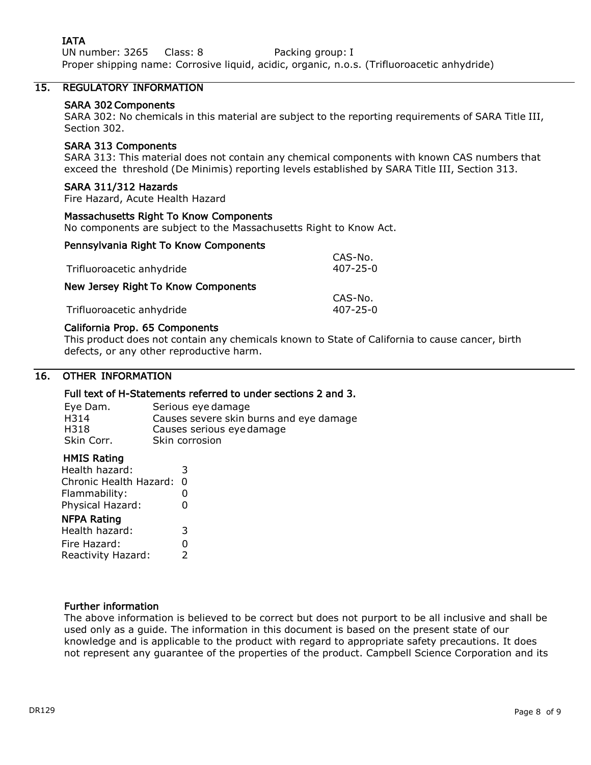**IATA**

UN number: 3265  Class: 8  Packing group: I

Proper shipping name: Corrosive liquid, acidic, organic, n.o.s. (Trifluoroacetic anhydride)

## 15. REGULATORY INFORMATION

### SARA 302 Components

SARA 302: No chemicals in this material are subject to the reporting requirements of SARA Title III, Section 302.

### SARA 313 Components

SARA 313: This material does not contain any chemical components with known CAS numbers that exceed the threshold (De Minimis) reporting levels established by SARA Title III, Section 313.

### SARA 311/312 Hazards

Fire Hazard, Acute Health Hazard

### Massachusetts Right To Know Components

No components are subject to the Massachusetts Right to Know Act.

### Pennsylvania Right To Know Components

| | CAS-No. |
|---|---|
| Trifluoroacetic anhydride | 407-25-0 |

### New Jersey Right To Know Components

| | CAS-No. |
|---|---|
| Trifluoroacetic anhydride | 407-25-0 |

### California Prop. 65 Components

This product does not contain any chemicals known to State of California to cause cancer, birth defects, or any other reproductive harm.

## 16. OTHER INFORMATION

### Full text of H-Statements referred to under sections 2 and 3.

| | |
|---|---|
| Eye Dam. | Serious eye damage |
| H314 | Causes severe skin burns and eye damage |
| H318 | Causes serious eye damage |
| Skin Corr. | Skin corrosion |

### HMIS Rating

| | |
|---|---|
| Health hazard: | 3 |
| Chronic Health Hazard: | 0 |
| Flammability: | 0 |
| Physical Hazard: | 0 |

### NFPA Rating

| | |
|---|---|
| Health hazard: | 3 |
| Fire Hazard: | 0 |
| Reactivity Hazard: | 2 |

### Further information

The above information is believed to be correct but does not purport to be all inclusive and shall be used only as a guide. The information in this document is based on the present state of our knowledge and is applicable to the product with regard to appropriate safety precautions. It does not represent any guarantee of the properties of the product. Campbell Science Corporation and its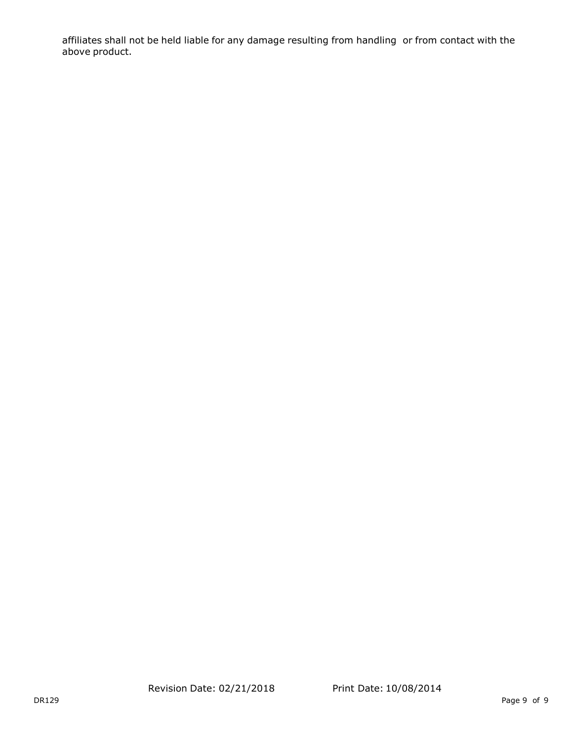affiliates shall not be held liable for any damage resulting from handling or from contact with the above product.